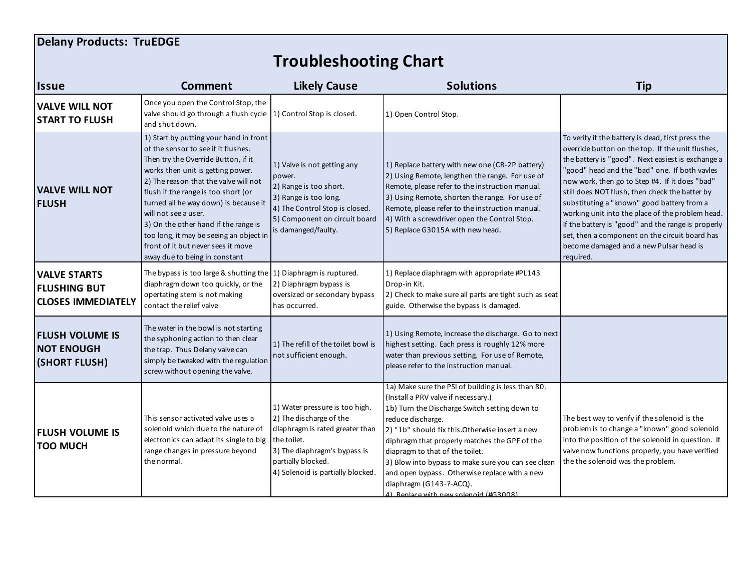**Delany Products: TruEDGE**

# Troubleshooting Chart

| Issue | Comment | Likely Cause | Solutions | Tip |
|---|---|---|---|---|
| **VALVE WILL NOT START TO FLUSH** | Once you open the Control Stop, the valve should go through a flush cycle and shut down. | 1) Control Stop is closed. | 1) Open Control Stop. | |
| **VALVE WILL NOT FLUSH** | 1) Start by putting your hand in front of the sensor to see if it flushes. Then try the Override Button, if it works then unit is getting power.<br>2) The reason that the valve will not flush if the range is too short (or turned all he way down) is because it will not see a user.<br>3) On the other hand if the range is too long, it may be seeing an object in front of it but never sees it move away due to being in constant | 1) Valve is not getting any power.<br>2) Range is too short.<br>3) Range is too long.<br>4) The Control Stop is closed.<br>5) Component on circuit board is damanged/faulty. | 1) Replace battery with new one (CR-2P battery)<br>2) Using Remote, lengthen the range. For use of Remote, please refer to the instruction manual.<br>3) Using Remote, shorten the range. For use of Remote, please refer to the instruction manual.<br>4) With a screwdriver open the Control Stop.<br>5) Replace G3015A with new head. | To verify if the battery is dead, first press the override button on the top. If the unit flushes, the battery is "good". Next easiest is exchange a "good" head and the "bad" one. If both vavles now work, then go to Step #4. If it does "bad" still does NOT flush, then check the batter by substituting a "known" good battery from a working unit into the place of the problem head. If the battery is "good" and the range is properly set, then a component on the circuit board has become damaged and a new Pulsar head is required. |
| **VALVE STARTS FLUSHING BUT CLOSES IMMEDIATELY** | The bypass is too large & shutting the diaphragm down too quickly, or the opertating stem is not making contact the relief valve | 1) Diaphragm is ruptured.<br>2) Diaphragm bypass is oversized or secondary bypass has occurred. | 1) Replace diaphragm with appropriate #PL143 Drop-in Kit.<br>2) Check to make sure all parts are tight such as seat guide. Otherwise the bypass is damaged. | |
| **FLUSH VOLUME IS NOT ENOUGH (SHORT FLUSH)** | The water in the bowl is not starting the syphoning action to then clear the trap. Thus Delany valve can simply be tweaked with the regulation screw without opening the valve. | 1) The refill of the toilet bowl is not sufficient enough. | 1) Using Remote, increase the discharge. Go to next highest setting. Each press is roughly 12% more water than previous setting. For use of Remote, please refer to the instruction manual. | |
| **FLUSH VOLUME IS TOO MUCH** | This sensor activated valve uses a solenoid which due to the nature of electronics can adapt its single to big range changes in pressure beyond the normal. | 1) Water pressure is too high.<br>2) The discharge of the diaphragm is rated greater than the toilet.<br>3) The diaphragm's bypass is partially blocked.<br>4) Solenoid is partially blocked. | 1a) Make sure the PSI of building is less than 80. (Install a PRV valve if necessary.)<br>1b) Turn the Discharge Switch setting down to reduce discharge.<br>2) "1b" should fix this.Otherwise insert a new diphragm that properly matches the GPF of the diapragm to that of the toilet.<br>3) Blow into bypass to make sure you can see clean and open bypass. Otherwise replace with a new diaphragm (G143-?-ACQ).<br>4) Replace with new solenoid (#G3008) | The best way to verify if the solenoid is the problem is to change a "known" good solenoid into the position of the solenoid in question. If valve now functions properly, you have verified the the solenoid was the problem. |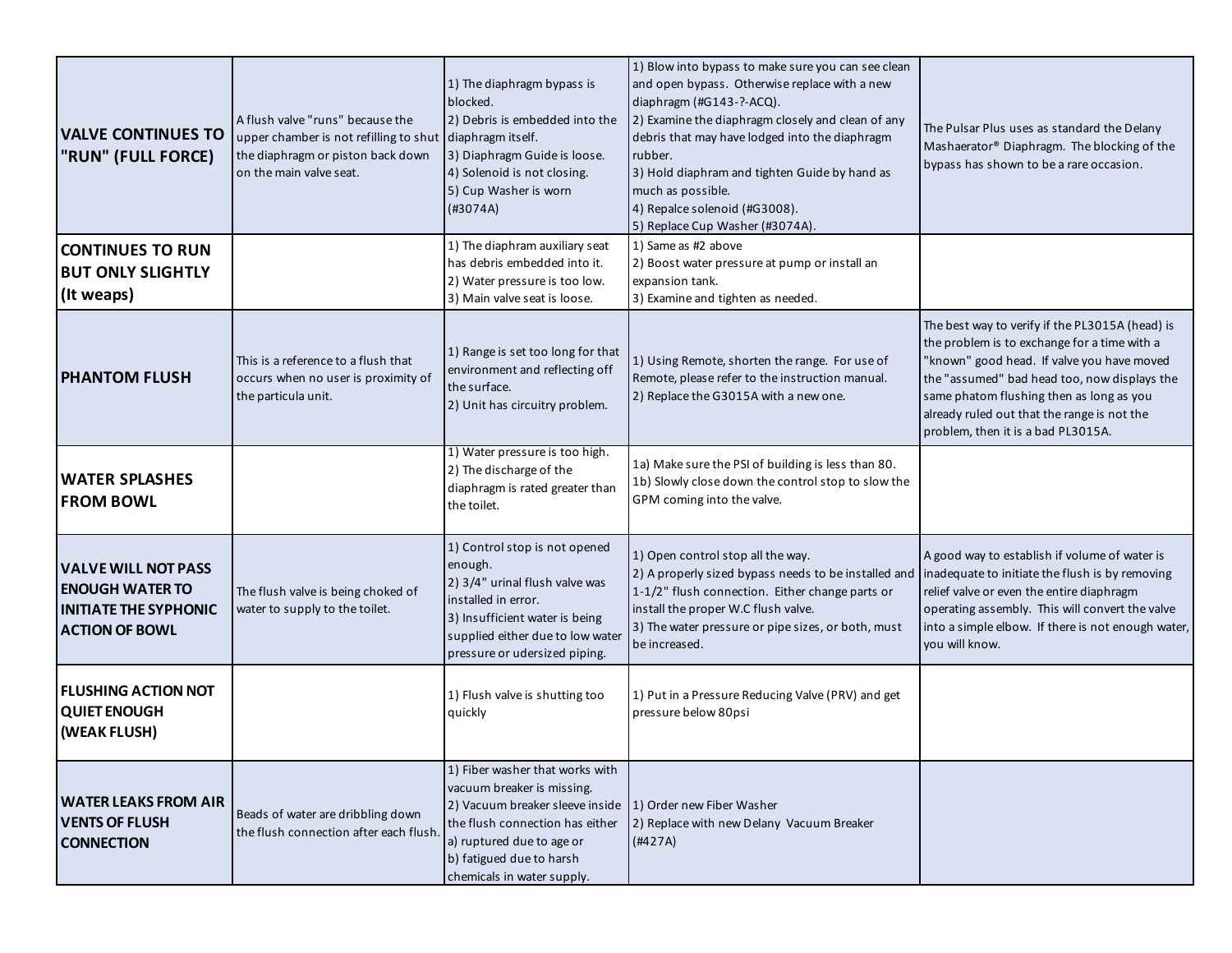| | | | | |
|---|---|---|---|---|
| **VALVE CONTINUES TO "RUN" (FULL FORCE)** | A flush valve "runs" because the upper chamber is not refilling to shut the diaphragm or piston back down on the main valve seat. | 1) The diaphragm bypass is blocked.<br>2) Debris is embedded into the diaphragm itself.<br>3) Diaphragm Guide is loose.<br>4) Solenoid is not closing.<br>5) Cup Washer is worn (#3074A) | 1) Blow into bypass to make sure you can see clean and open bypass. Otherwise replace with a new diaphragm (#G143-?-ACQ).<br>2) Examine the diaphragm closely and clean of any debris that may have lodged into the diaphragm rubber.<br>3) Hold diaphram and tighten Guide by hand as much as possible.<br>4) Repalce solenoid (#G3008).<br>5) Replace Cup Washer (#3074A). | The Pulsar Plus uses as standard the Delany Mashaerator® Diaphragm. The blocking of the bypass has shown to be a rare occasion. |
| **CONTINUES TO RUN BUT ONLY SLIGHTLY (It weaps)** | | 1) The diaphram auxiliary seat has debris embedded into it.<br>2) Water pressure is too low.<br>3) Main valve seat is loose. | 1) Same as #2 above<br>2) Boost water pressure at pump or install an expansion tank.<br>3) Examine and tighten as needed. | |
| **PHANTOM FLUSH** | This is a reference to a flush that occurs when no user is proximity of the particula unit. | 1) Range is set too long for that environment and reflecting off the surface.<br>2) Unit has circuitry problem. | 1) Using Remote, shorten the range. For use of Remote, please refer to the instruction manual.<br>2) Replace the G3015A with a new one. | The best way to verify if the PL3015A (head) is the problem is to exchange for a time with a "known" good head. If valve you have moved the "assumed" bad head too, now displays the same phatom flushing then as long as you already ruled out that the range is not the problem, then it is a bad PL3015A. |
| **WATER SPLASHES FROM BOWL** | | 1) Water pressure is too high.<br>2) The discharge of the diaphragm is rated greater than the toilet. | 1a) Make sure the PSI of building is less than 80.<br>1b) Slowly close down the control stop to slow the GPM coming into the valve. | |
| **VALVE WILL NOT PASS ENOUGH WATER TO INITIATE THE SYPHONIC ACTION OF BOWL** | The flush valve is being choked of water to supply to the toilet. | 1) Control stop is not opened enough.<br>2) 3/4" urinal flush valve was installed in error.<br>3) Insufficient water is being supplied either due to low water pressure or udersized piping. | 1) Open control stop all the way.<br>2) A properly sized bypass needs to be installed and 1-1/2" flush connection. Either change parts or install the proper W.C flush valve.<br>3) The water pressure or pipe sizes, or both, must be increased. | A good way to establish if volume of water is inadequate to initiate the flush is by removing relief valve or even the entire diaphragm operating assembly. This will convert the valve into a simple elbow. If there is not enough water, you will know. |
| **FLUSHING ACTION NOT QUIET ENOUGH (WEAK FLUSH)** | | 1) Flush valve is shutting too quickly | 1) Put in a Pressure Reducing Valve (PRV) and get pressure below 80psi | |
| **WATER LEAKS FROM AIR VENTS OF FLUSH CONNECTION** | Beads of water are dribbling down the flush connection after each flush. | 1) Fiber washer that works with vacuum breaker is missing.<br>2) Vacuum breaker sleeve inside the flush connection has either a) ruptured due to age or b) fatigued due to harsh chemicals in water supply. | 1) Order new Fiber Washer<br>2) Replace with new Delany Vacuum Breaker (#427A) | |